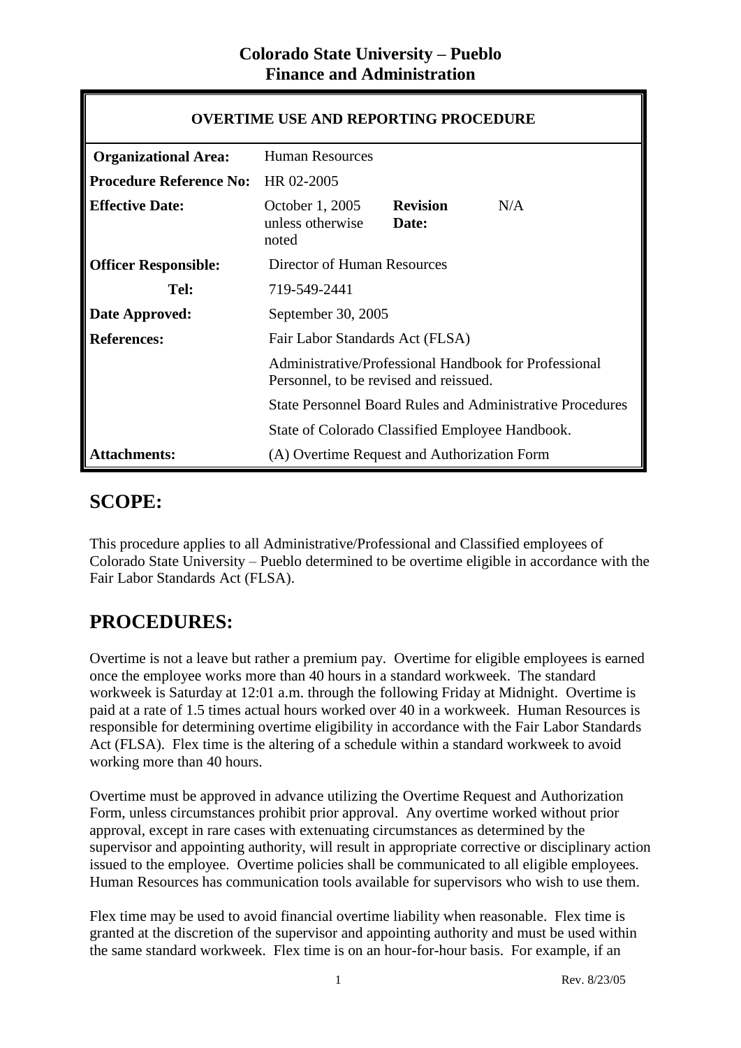**Colorado State University – Pueblo**
**Finance and Administration**

| OVERTIME USE AND REPORTING PROCEDURE | | | |
|---|---|---|---|
| **Organizational Area:** | Human Resources | | |
| **Procedure Reference No:** | HR 02-2005 | | |
| **Effective Date:** | October 1, 2005 unless otherwise noted | **Revision Date:** | N/A |
| **Officer Responsible:** | Director of Human Resources | | |
| **Tel:** | 719-549-2441 | | |
| **Date Approved:** | September 30, 2005 | | |
| **References:** | Fair Labor Standards Act (FLSA) | | |
| | Administrative/Professional Handbook for Professional Personnel, to be revised and reissued. | | |
| | State Personnel Board Rules and Administrative Procedures | | |
| | State of Colorado Classified Employee Handbook. | | |
| **Attachments:** | (A) Overtime Request and Authorization Form | | |

# SCOPE:

This procedure applies to all Administrative/Professional and Classified employees of Colorado State University – Pueblo determined to be overtime eligible in accordance with the Fair Labor Standards Act (FLSA).

# PROCEDURES:

Overtime is not a leave but rather a premium pay. Overtime for eligible employees is earned once the employee works more than 40 hours in a standard workweek. The standard workweek is Saturday at 12:01 a.m. through the following Friday at Midnight. Overtime is paid at a rate of 1.5 times actual hours worked over 40 in a workweek. Human Resources is responsible for determining overtime eligibility in accordance with the Fair Labor Standards Act (FLSA). Flex time is the altering of a schedule within a standard workweek to avoid working more than 40 hours.

Overtime must be approved in advance utilizing the Overtime Request and Authorization Form, unless circumstances prohibit prior approval. Any overtime worked without prior approval, except in rare cases with extenuating circumstances as determined by the supervisor and appointing authority, will result in appropriate corrective or disciplinary action issued to the employee. Overtime policies shall be communicated to all eligible employees. Human Resources has communication tools available for supervisors who wish to use them.

Flex time may be used to avoid financial overtime liability when reasonable. Flex time is granted at the discretion of the supervisor and appointing authority and must be used within the same standard workweek. Flex time is on an hour-for-hour basis. For example, if an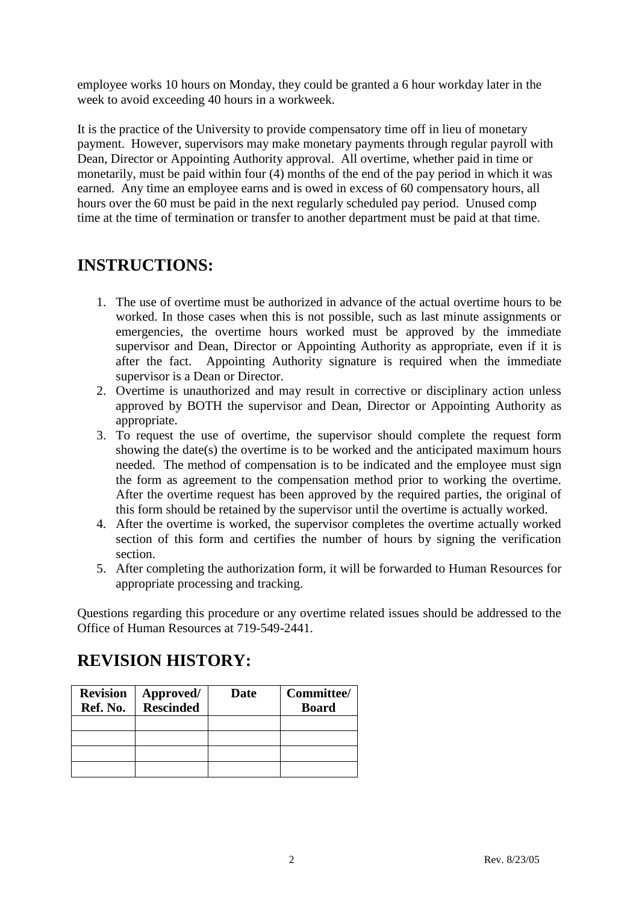employee works 10 hours on Monday, they could be granted a 6 hour workday later in the week to avoid exceeding 40 hours in a workweek.

It is the practice of the University to provide compensatory time off in lieu of monetary payment. However, supervisors may make monetary payments through regular payroll with Dean, Director or Appointing Authority approval. All overtime, whether paid in time or monetarily, must be paid within four (4) months of the end of the pay period in which it was earned. Any time an employee earns and is owed in excess of 60 compensatory hours, all hours over the 60 must be paid in the next regularly scheduled pay period. Unused comp time at the time of termination or transfer to another department must be paid at that time.

## INSTRUCTIONS:

1. The use of overtime must be authorized in advance of the actual overtime hours to be worked. In those cases when this is not possible, such as last minute assignments or emergencies, the overtime hours worked must be approved by the immediate supervisor and Dean, Director or Appointing Authority as appropriate, even if it is after the fact. Appointing Authority signature is required when the immediate supervisor is a Dean or Director.
2. Overtime is unauthorized and may result in corrective or disciplinary action unless approved by BOTH the supervisor and Dean, Director or Appointing Authority as appropriate.
3. To request the use of overtime, the supervisor should complete the request form showing the date(s) the overtime is to be worked and the anticipated maximum hours needed. The method of compensation is to be indicated and the employee must sign the form as agreement to the compensation method prior to working the overtime. After the overtime request has been approved by the required parties, the original of this form should be retained by the supervisor until the overtime is actually worked.
4. After the overtime is worked, the supervisor completes the overtime actually worked section of this form and certifies the number of hours by signing the verification section.
5. After completing the authorization form, it will be forwarded to Human Resources for appropriate processing and tracking.

Questions regarding this procedure or any overtime related issues should be addressed to the Office of Human Resources at 719-549-2441.

## REVISION HISTORY:

| Revision Ref. No. | Approved/ Rescinded | Date | Committee/ Board |
|---|---|---|---|
| | | | |
| | | | |
| | | | |
| | | | |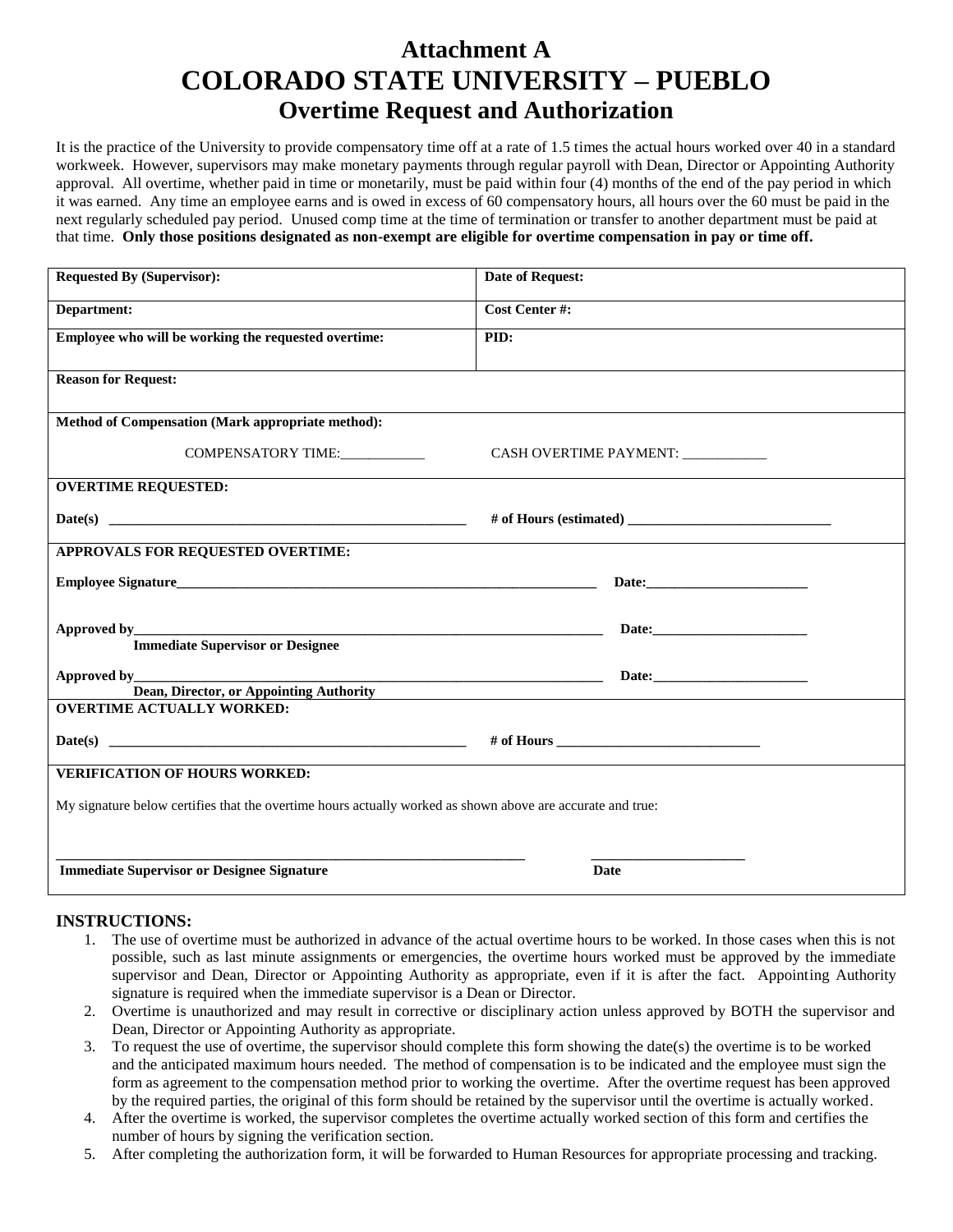# Attachment A

# COLORADO STATE UNIVERSITY – PUEBLO

## Overtime Request and Authorization

It is the practice of the University to provide compensatory time off at a rate of 1.5 times the actual hours worked over 40 in a standard workweek. However, supervisors may make monetary payments through regular payroll with Dean, Director or Appointing Authority approval. All overtime, whether paid in time or monetarily, must be paid within four (4) months of the end of the pay period in which it was earned. Any time an employee earns and is owed in excess of 60 compensatory hours, all hours over the 60 must be paid in the next regularly scheduled pay period. Unused comp time at the time of termination or transfer to another department must be paid at that time. **Only those positions designated as non-exempt are eligible for overtime compensation in pay or time off.**

| | |
|---|---|
| **Requested By (Supervisor):** | **Date of Request:** |
| **Department:** | **Cost Center #:** |
| **Employee who will be working the requested overtime:** | **PID:** |
| **Reason for Request:** | |
| **Method of Compensation (Mark appropriate method):**<br>COMPENSATORY TIME:____________ | CASH OVERTIME PAYMENT: ____________ |
| **OVERTIME REQUESTED:**<br>**Date(s)** ________________________________________________ | **# of Hours (estimated)** ______________________________ |
| **APPROVALS FOR REQUESTED OVERTIME:** | |
| **Employee Signature**_______________________________________________ | **Date:**_______________________ |
| **Approved by**______________________________________________________<br>**Immediate Supervisor or Designee** | **Date:**______________________ |
| **Approved by**______________________________________________________<br>**Dean, Director, or Appointing Authority** | **Date:**______________________ |
| **OVERTIME ACTUALLY WORKED:**<br>**Date(s)** ________________________________________________ | **# of Hours** ______________________________ |
| **VERIFICATION OF HOURS WORKED:**<br>My signature below certifies that the overtime hours actually worked as shown above are accurate and true: | |
| ______________________________________________________<br>**Immediate Supervisor or Designee Signature** | _____________________<br>**Date** |

### INSTRUCTIONS:

1. The use of overtime must be authorized in advance of the actual overtime hours to be worked. In those cases when this is not possible, such as last minute assignments or emergencies, the overtime hours worked must be approved by the immediate supervisor and Dean, Director or Appointing Authority as appropriate, even if it is after the fact. Appointing Authority signature is required when the immediate supervisor is a Dean or Director.
2. Overtime is unauthorized and may result in corrective or disciplinary action unless approved by BOTH the supervisor and Dean, Director or Appointing Authority as appropriate.
3. To request the use of overtime, the supervisor should complete this form showing the date(s) the overtime is to be worked and the anticipated maximum hours needed. The method of compensation is to be indicated and the employee must sign the form as agreement to the compensation method prior to working the overtime. After the overtime request has been approved by the required parties, the original of this form should be retained by the supervisor until the overtime is actually worked.
4. After the overtime is worked, the supervisor completes the overtime actually worked section of this form and certifies the number of hours by signing the verification section.
5. After completing the authorization form, it will be forwarded to Human Resources for appropriate processing and tracking.